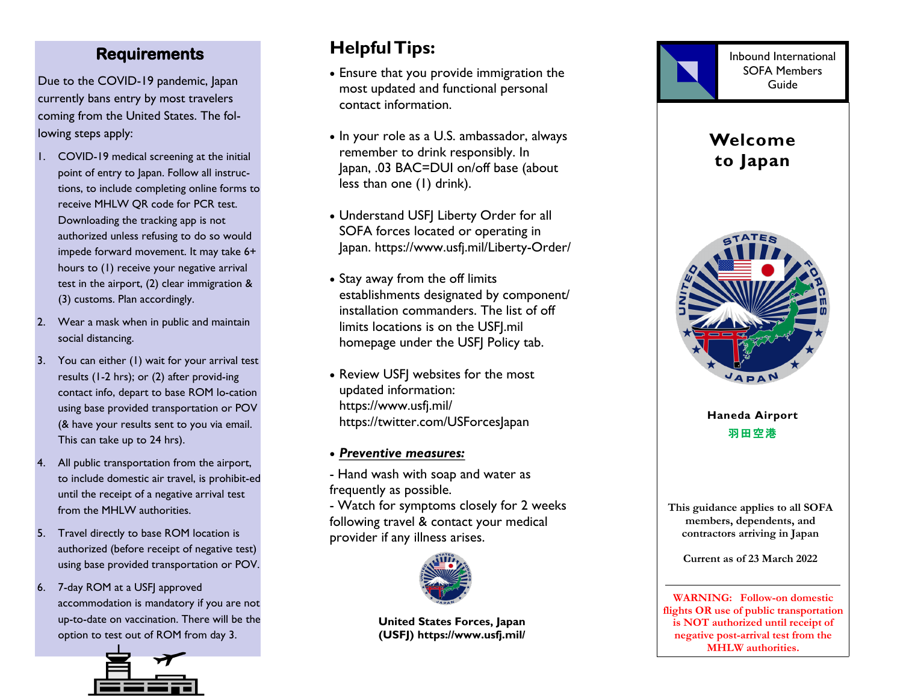## Requirements

Due to the COVID-19 pandemic, Japan currently bans entry by most travelers coming from the United States. The following steps apply:

1. COVID-19 medical screening at the initial point of entry to Japan. Follow all instructions, to include completing online forms to receive MHLW QR code for PCR test. Downloading the tracking app is not authorized unless refusing to do so would impede forward movement. It may take 6+ hours to (1) receive your negative arrival test in the airport, (2) clear immigration & (3) customs. Plan accordingly.
2. Wear a mask when in public and maintain social distancing.
3. You can either (1) wait for your arrival test results (1-2 hrs); or (2) after provid-ing contact info, depart to base ROM location using base provided transportation or POV (& have your results sent to you via email. This can take up to 24 hrs).
4. All public transportation from the airport, to include domestic air travel, is prohibit-ed until the receipt of a negative arrival test from the MHLW authorities.
5. Travel directly to base ROM location is authorized (before receipt of negative test) using base provided transportation or POV.
6. 7-day ROM at a USFJ approved accommodation is mandatory if you are not up-to-date on vaccination. There will be the option to test out of ROM from day 3.

## Helpful Tips:

- Ensure that you provide immigration the most updated and functional personal contact information.
- In your role as a U.S. ambassador, always remember to drink responsibly. In Japan, .03 BAC=DUI on/off base (about less than one (1) drink).
- Understand USFJ Liberty Order for all SOFA forces located or operating in Japan. https://www.usfj.mil/Liberty-Order/
- Stay away from the off limits establishments designated by component/ installation commanders. The list of off limits locations is on the USFJ.mil homepage under the USFJ Policy tab.
- Review USFJ websites for the most updated information: https://www.usfj.mil/ https://twitter.com/USForcesJapan
- ***Preventive measures:***

- Hand wash with soap and water as frequently as possible.
- Watch for symptoms closely for 2 weeks following travel & contact your medical provider if any illness arises.

**United States Forces, Japan (USFJ) https://www.usfj.mil/**

Inbound International SOFA Members Guide

# Welcome to Japan

**Haneda Airport**

**羽田空港**

This guidance applies to all SOFA members, dependents, and contractors arriving in Japan

Current as of 23 March 2022

WARNING: Follow-on domestic flights OR use of public transportation is NOT authorized until receipt of negative post-arrival test from the MHLW authorities.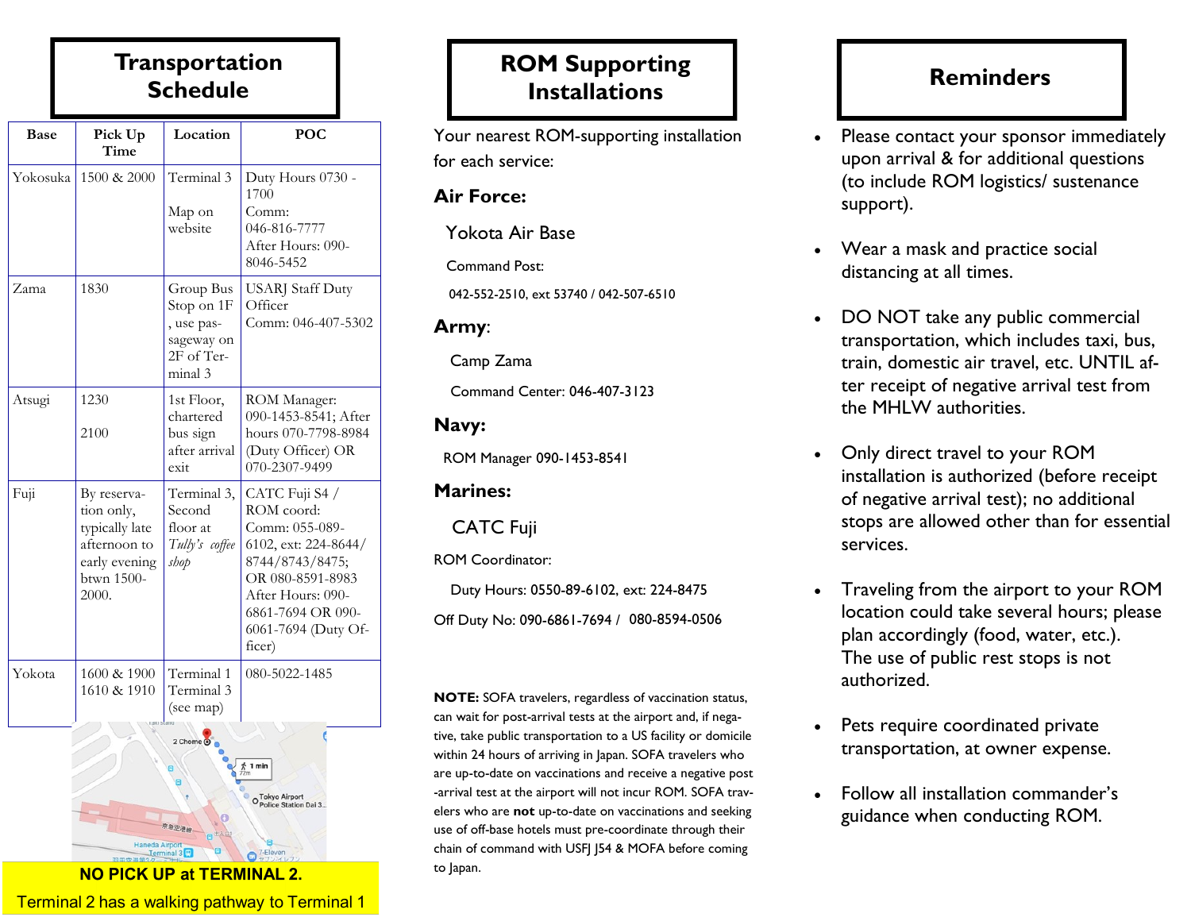## Transportation Schedule

| Base | Pick Up Time | Location | POC |
|---|---|---|---|
| Yokosuka | 1500 & 2000 | Terminal 3<br><br>Map on website | Duty Hours 0730 - 1700<br>Comm: 046-816-7777<br>After Hours: 090-8046-5452 |
| Zama | 1830 | Group Bus Stop on 1F, use passageway on 2F of Terminal 3 | USARJ Staff Duty Officer<br>Comm: 046-407-5302 |
| Atsugi | 1230<br><br>2100 | 1st Floor, chartered bus sign after arrival exit | ROM Manager: 090-1453-8541; After hours 070-7798-8984 (Duty Officer) OR 070-2307-9499 |
| Fuji | By reservation only, typically late afternoon to early evening btwn 1500-2000. | Terminal 3, Second floor at *Tully's coffee shop* | CATC Fuji S4 / ROM coord: Comm: 055-089-6102, ext: 224-8644/ 8744/8743/8475; OR 080-8591-8983<br>After Hours: 090-6861-7694 OR 090-6061-7694 (Duty Officer) |
| Yokota | 1600 & 1900<br>1610 & 1910 | Terminal 1<br>Terminal 3<br>(see map) | 080-5022-1485 |

2 Chome

1 min

Tokyo Airport Police Station Dai 3

Haneda Airport Terminal 3

7-Eleven

**NO PICK UP at TERMINAL 2.**

Terminal 2 has a walking pathway to Terminal 1

## ROM Supporting Installations

Your nearest ROM-supporting installation for each service:

### Air Force:

Yokota Air Base

Command Post:

042-552-2510, ext 53740 / 042-507-6510

### Army:

Camp Zama

Command Center: 046-407-3123

### Navy:

ROM Manager 090-1453-8541

### Marines:

CATC Fuji

ROM Coordinator:

Duty Hours: 0550-89-6102, ext: 224-8475

Off Duty No: 090-6861-7694 / 080-8594-0506

**NOTE:** SOFA travelers, regardless of vaccination status, can wait for post-arrival tests at the airport and, if negative, take public transportation to a US facility or domicile within 24 hours of arriving in Japan. SOFA travelers who are up-to-date on vaccinations and receive a negative post-arrival test at the airport will not incur ROM. SOFA travelers who are **not** up-to-date on vaccinations and seeking use of off-base hotels must pre-coordinate through their chain of command with USFJ J54 & MOFA before coming to Japan.

## Reminders

- Please contact your sponsor immediately upon arrival & for additional questions (to include ROM logistics/ sustenance support).
- Wear a mask and practice social distancing at all times.
- DO NOT take any public commercial transportation, which includes taxi, bus, train, domestic air travel, etc. UNTIL after receipt of negative arrival test from the MHLW authorities.
- Only direct travel to your ROM installation is authorized (before receipt of negative arrival test); no additional stops are allowed other than for essential services.
- Traveling from the airport to your ROM location could take several hours; please plan accordingly (food, water, etc.). The use of public rest stops is not authorized.
- Pets require coordinated private transportation, at owner expense.
- Follow all installation commander's guidance when conducting ROM.